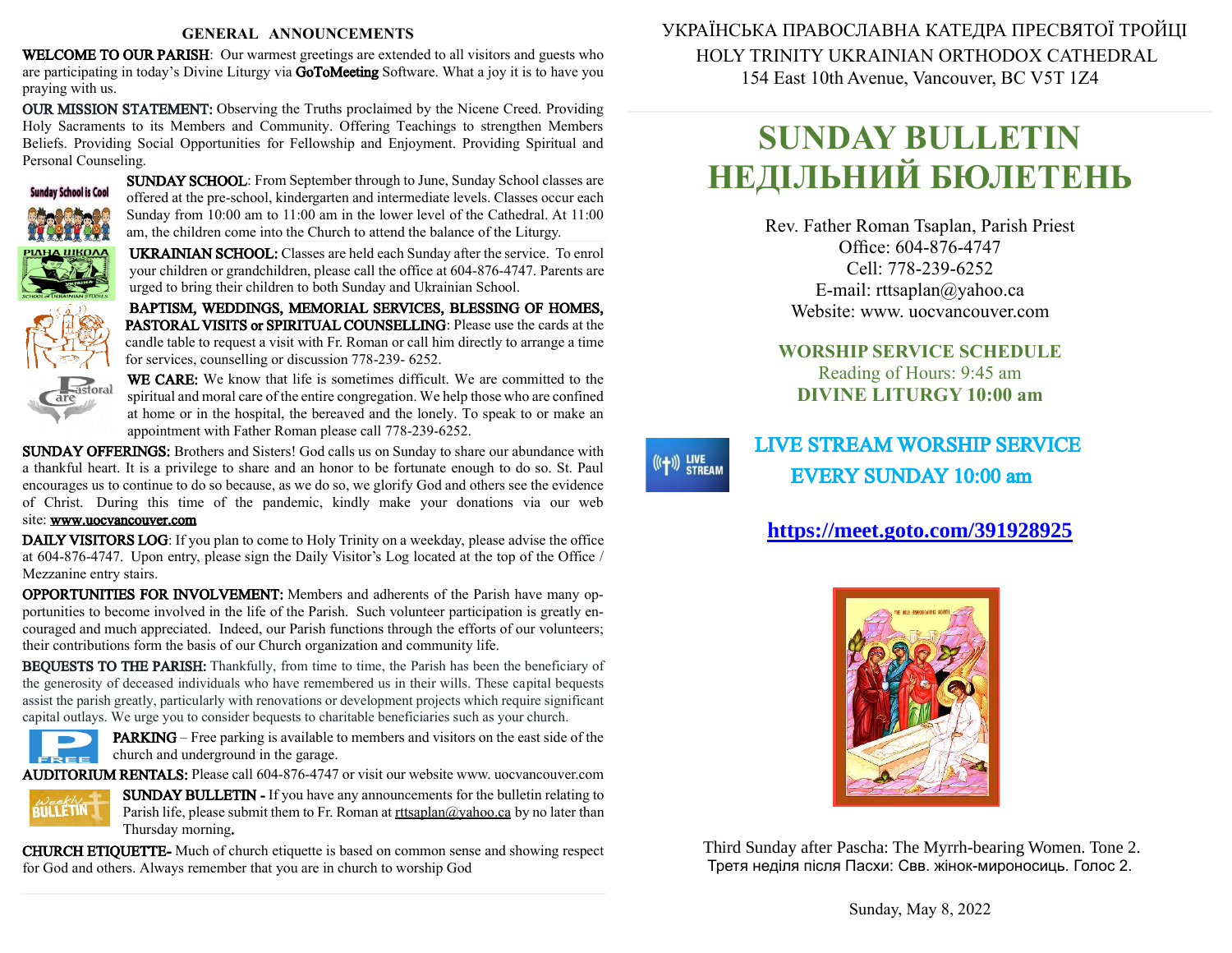## GENERAL ANNOUNCEMENTS

**WELCOME TO OUR PARISH**: Our warmest greetings are extended to all visitors and guests who are participating in today's Divine Liturgy via **GoToMeeting** Software. What a joy it is to have you praying with us.

**OUR MISSION STATEMENT:** Observing the Truths proclaimed by the Nicene Creed. Providing Holy Sacraments to its Members and Community. Offering Teachings to strengthen Members Beliefs. Providing Social Opportunities for Fellowship and Enjoyment. Providing Spiritual and Personal Counseling.

**SUNDAY SCHOOL**: From September through to June, Sunday School classes are offered at the pre-school, kindergarten and intermediate levels. Classes occur each Sunday from 10:00 am to 11:00 am in the lower level of the Cathedral. At 11:00 am, the children come into the Church to attend the balance of the Liturgy.

**UKRAINIAN SCHOOL:** Classes are held each Sunday after the service. To enrol your children or grandchildren, please call the office at 604-876-4747. Parents are urged to bring their children to both Sunday and Ukrainian School.

**BAPTISM, WEDDINGS, MEMORIAL SERVICES, BLESSING OF HOMES, PASTORAL VISITS or SPIRITUAL COUNSELLING**: Please use the cards at the candle table to request a visit with Fr. Roman or call him directly to arrange a time for services, counselling or discussion 778-239- 6252.

**WE CARE:** We know that life is sometimes difficult. We are committed to the spiritual and moral care of the entire congregation. We help those who are confined at home or in the hospital, the bereaved and the lonely. To speak to or make an appointment with Father Roman please call 778-239-6252.

**SUNDAY OFFERINGS:** Brothers and Sisters! God calls us on Sunday to share our abundance with a thankful heart. It is a privilege to share and an honor to be fortunate enough to do so. St. Paul encourages us to continue to do so because, as we do so, we glorify God and others see the evidence of Christ. During this time of the pandemic, kindly make your donations via our web site: www.uocvancouver.com

**DAILY VISITORS LOG**: If you plan to come to Holy Trinity on a weekday, please advise the office at 604-876-4747. Upon entry, please sign the Daily Visitor's Log located at the top of the Office / Mezzanine entry stairs.

**OPPORTUNITIES FOR INVOLVEMENT:** Members and adherents of the Parish have many opportunities to become involved in the life of the Parish. Such volunteer participation is greatly encouraged and much appreciated. Indeed, our Parish functions through the efforts of our volunteers; their contributions form the basis of our Church organization and community life.

**BEQUESTS TO THE PARISH:** Thankfully, from time to time, the Parish has been the beneficiary of the generosity of deceased individuals who have remembered us in their wills. These capital bequests assist the parish greatly, particularly with renovations or development projects which require significant capital outlays. We urge you to consider bequests to charitable beneficiaries such as your church.

**PARKING** – Free parking is available to members and visitors on the east side of the church and underground in the garage.

**AUDITORIUM RENTALS:** Please call 604-876-4747 or visit our website www. uocvancouver.com

**SUNDAY BULLETIN -** If you have any announcements for the bulletin relating to Parish life, please submit them to Fr. Roman at rttsaplan@yahoo.ca by no later than Thursday morning.

**CHURCH ETIQUETTE-** Much of church etiquette is based on common sense and showing respect for God and others. Always remember that you are in church to worship God

---

УКРАЇНСЬКА ПРАВОСЛАВНА КАТЕДРА ПРЕСВЯТОЇ ТРОЙЦІ

HOLY TRINITY UKRAINIAN ORTHODOX CATHEDRAL

154 East 10th Avenue, Vancouver, BC V5T 1Z4

# SUNDAY BULLETIN
# НЕДІЛЬНИЙ БЮЛЕТЕНЬ

Rev. Father Roman Tsaplan, Parish Priest
Office: 604-876-4747
Cell: 778-239-6252
E-mail: rttsaplan@yahoo.ca
Website: www. uocvancouver.com

**WORSHIP SERVICE SCHEDULE**
Reading of Hours: 9:45 am
**DIVINE LITURGY 10:00 am**

## LIVE STREAM WORSHIP SERVICE
## EVERY SUNDAY 10:00 am

**https://meet.goto.com/391928925**

Third Sunday after Pascha: The Myrrh-bearing Women. Tone 2.
Третя неділя після Пасхи: Свв. жінок-мироносиць. Голос 2.

Sunday, May 8, 2022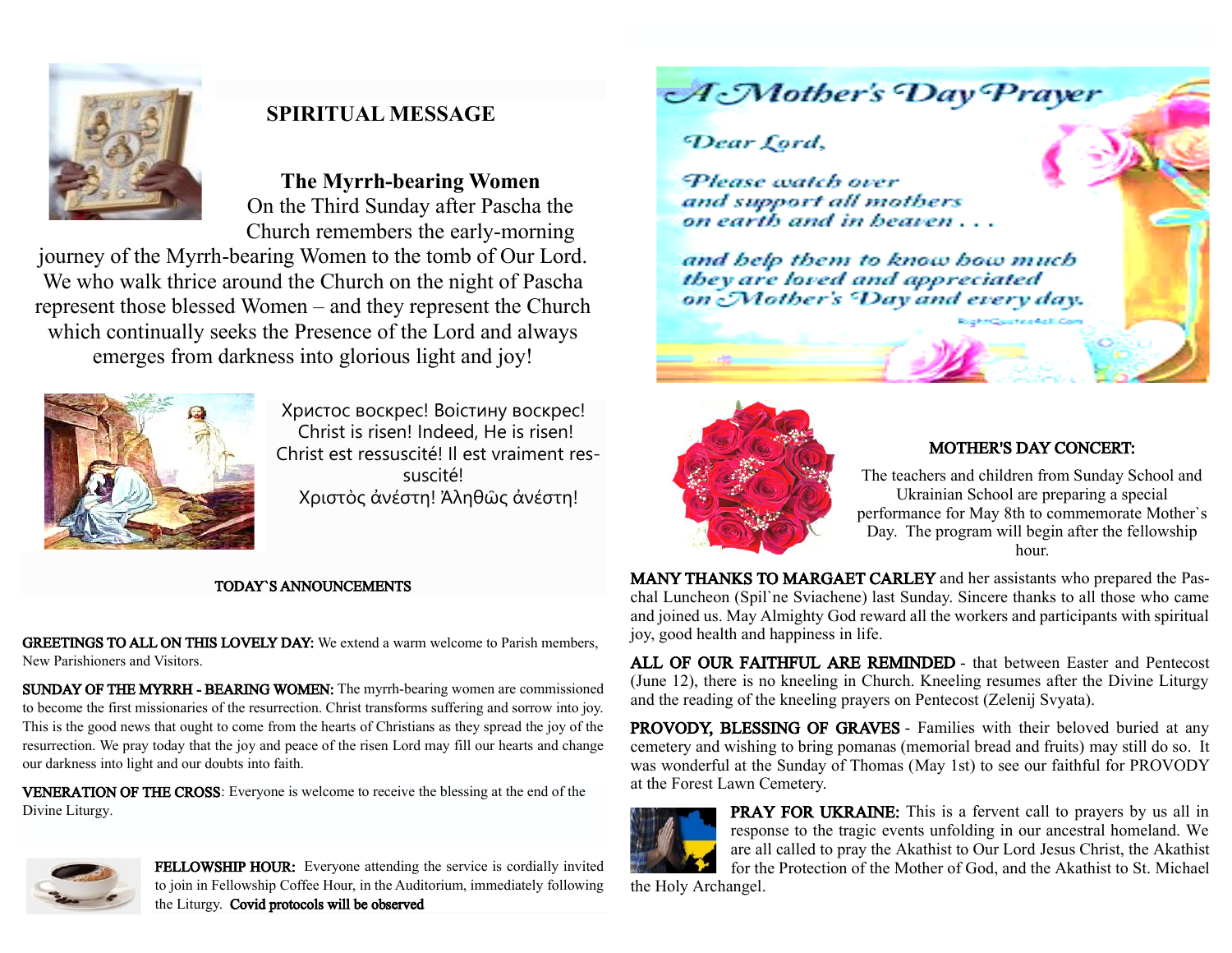## SPIRITUAL MESSAGE

### The Myrrh-bearing Women

On the Third Sunday after Pascha the Church remembers the early-morning journey of the Myrrh-bearing Women to the tomb of Our Lord. We who walk thrice around the Church on the night of Pascha represent those blessed Women – and they represent the Church which continually seeks the Presence of the Lord and always emerges from darkness into glorious light and joy!

Христос воскрес! Воістину воскрес!
Christ is risen! Indeed, He is risen!
Christ est ressuscité! Il est vraiment ressuscité!
Χριστὸς ἀνέστη! Ἀληθῶς ἀνέστη!

## TODAY`S ANNOUNCEMENTS

**GREETINGS TO ALL ON THIS LOVELY DAY:** We extend a warm welcome to Parish members, New Parishioners and Visitors.

**SUNDAY OF THE MYRRH - BEARING WOMEN:** The myrrh-bearing women are commissioned to become the first missionaries of the resurrection. Christ transforms suffering and sorrow into joy. This is the good news that ought to come from the hearts of Christians as they spread the joy of the resurrection. We pray today that the joy and peace of the risen Lord may fill our hearts and change our darkness into light and our doubts into faith.

**VENERATION OF THE CROSS**: Everyone is welcome to receive the blessing at the end of the Divine Liturgy.

**FELLOWSHIP HOUR:** Everyone attending the service is cordially invited to join in Fellowship Coffee Hour, in the Auditorium, immediately following the Liturgy. **Covid protocols will be observed**

## A Mother's Day Prayer

Dear Lord,

Please watch over and support all mothers on earth and in heaven . . .

and help them to know how much they are loved and appreciated on Mother's Day and every day.

**MOTHER'S DAY CONCERT:**

The teachers and children from Sunday School and Ukrainian School are preparing a special performance for May 8th to commemorate Mother`s Day. The program will begin after the fellowship hour.

**MANY THANKS TO MARGAET CARLEY** and her assistants who prepared the Paschal Luncheon (Spil`ne Sviachene) last Sunday. Sincere thanks to all those who came and joined us. May Almighty God reward all the workers and participants with spiritual joy, good health and happiness in life.

**ALL OF OUR FAITHFUL ARE REMINDED** - that between Easter and Pentecost (June 12), there is no kneeling in Church. Kneeling resumes after the Divine Liturgy and the reading of the kneeling prayers on Pentecost (Zelenij Svyata).

**PROVODY, BLESSING OF GRAVES** - Families with their beloved buried at any cemetery and wishing to bring pomanas (memorial bread and fruits) may still do so. It was wonderful at the Sunday of Thomas (May 1st) to see our faithful for PROVODY at the Forest Lawn Cemetery.

**PRAY FOR UKRAINE:** This is a fervent call to prayers by us all in response to the tragic events unfolding in our ancestral homeland. We are all called to pray the Akathist to Our Lord Jesus Christ, the Akathist for the Protection of the Mother of God, and the Akathist to St. Michael the Holy Archangel.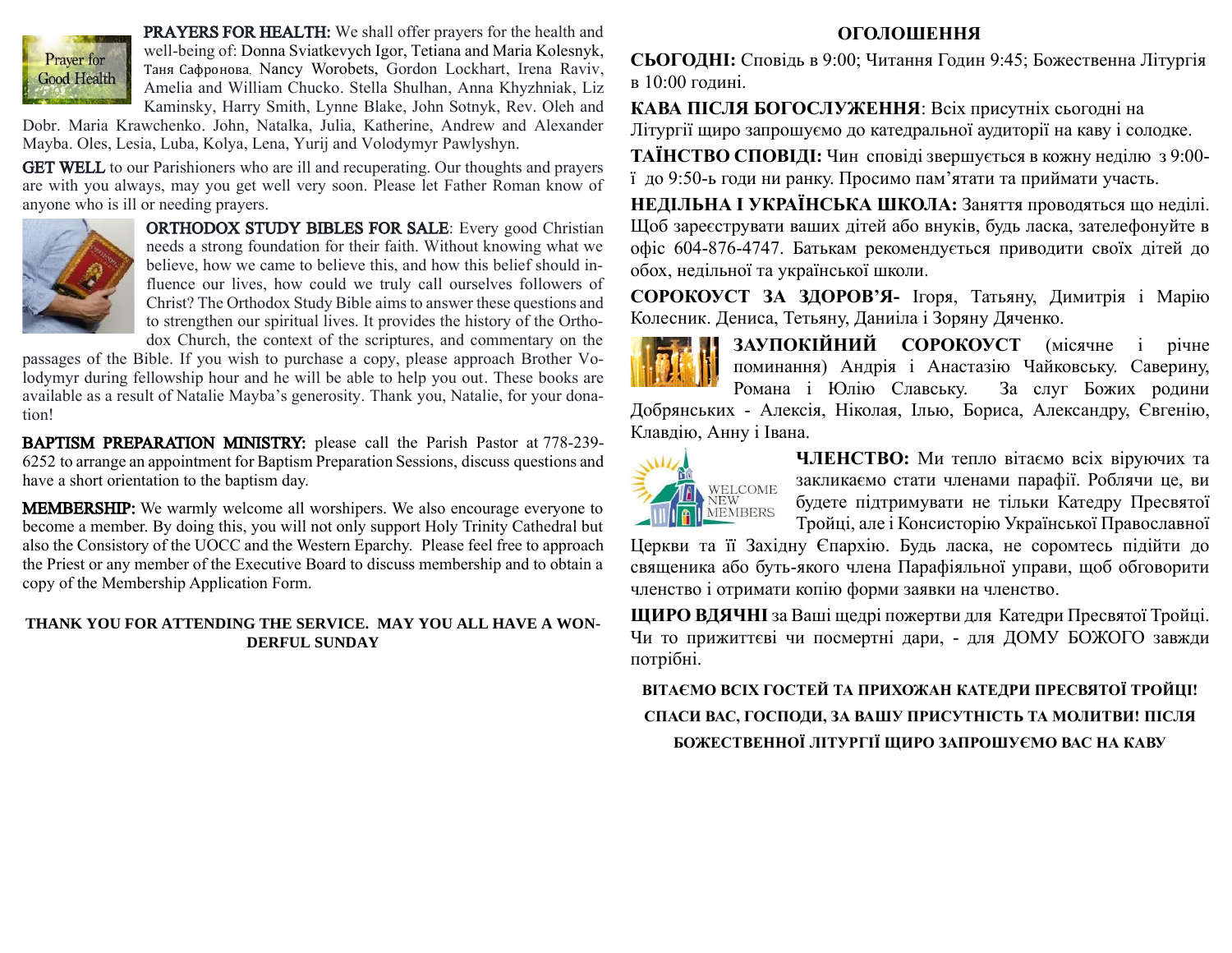**PRAYERS FOR HEALTH:** We shall offer prayers for the health and well-being of: Donna Sviatkevych Igor, Tetiana and Maria Kolesnyk, Таня Сафронова, Nancy Worobets, Gordon Lockhart, Irena Raviv, Amelia and William Chucko. Stella Shulhan, Anna Khyzhniak, Liz Kaminsky, Harry Smith, Lynne Blake, John Sotnyk, Rev. Oleh and Dobr. Maria Krawchenko. John, Natalka, Julia, Katherine, Andrew and Alexander Mayba. Oles, Lesia, Luba, Kolya, Lena, Yurij and Volodymyr Pawlyshyn.

**GET WELL** to our Parishioners who are ill and recuperating. Our thoughts and prayers are with you always, may you get well very soon. Please let Father Roman know of anyone who is ill or needing prayers.

**ORTHODOX STUDY BIBLES FOR SALE**: Every good Christian needs a strong foundation for their faith. Without knowing what we believe, how we came to believe this, and how this belief should influence our lives, how could we truly call ourselves followers of Christ? The Orthodox Study Bible aims to answer these questions and to strengthen our spiritual lives. It provides the history of the Orthodox Church, the context of the scriptures, and commentary on the passages of the Bible. If you wish to purchase a copy, please approach Brother Volodymyr during fellowship hour and he will be able to help you out. These books are available as a result of Natalie Mayba's generosity. Thank you, Natalie, for your donation!

**BAPTISM PREPARATION MINISTRY:** please call the Parish Pastor at 778-239-6252 to arrange an appointment for Baptism Preparation Sessions, discuss questions and have a short orientation to the baptism day.

**MEMBERSHIP:** We warmly welcome all worshipers. We also encourage everyone to become a member. By doing this, you will not only support Holy Trinity Cathedral but also the Consistory of the UOCC and the Western Eparchy. Please feel free to approach the Priest or any member of the Executive Board to discuss membership and to obtain a copy of the Membership Application Form.

**THANK YOU FOR ATTENDING THE SERVICE. MAY YOU ALL HAVE A WONDERFUL SUNDAY**

## ОГОЛОШЕННЯ

**СЬОГОДНІ:** Сповідь в 9:00; Читання Годин 9:45; Божественна Літургія в 10:00 годині.

**КАВА ПІСЛЯ БОГОСЛУЖЕННЯ**: Всіх присутніх сьогодні на Літургії щиро запрошуємо до катедральної аудиторії на каву і солодке.

**ТАЇНСТВО СПОВІДІ:** Чин сповіді звершується в кожну неділю з 9:00-ї до 9:50-ь годи ни ранку. Просимо пам'ятати та приймати участь.

**НЕДІЛЬНА І УКРАЇНСЬКА ШКОЛА:** Заняття проводяться що неділі. Щоб зареєструвати ваших дітей або внуків, будь ласка, зателефонуйте в офіс 604-876-4747. Батькам рекомендується приводити своїх дітей до обох, недільної та української школи.

**СОРОКОУСТ ЗА ЗДОРОВ'Я-** Ігоря, Татьяну, Димитрія і Марію Колесник. Дениса, Тетьяну, Даниіла і Зоряну Дяченко.

**ЗАУПОКІЙНИЙ СОРОКОУСТ** (місячне і річне поминання) Андрія і Анастазію Чайковську. Саверину, Романа і Юлію Славську. За слуг Божих родини Добрянських - Алексія, Ніколая, Ілью, Бориса, Александру, Євгенію, Клавдію, Анну і Івана.

**ЧЛЕНСТВО:** Ми тепло вітаємо всіх віруючих та закликаємо стати членами парафії. Роблячи це, ви будете підтримувати не тільки Катедру Пресвятої Тройці, але і Консисторію Української Православної Церкви та її Західну Єпархію. Будь ласка, не соромтесь підійти до священика або буть-якого члена Парафіяльної управи, щоб обговорити членство і отримати копію форми заявки на членство.

**ЩИРО ВДЯЧНІ** за Ваші щедрі пожертви для Катедри Пресвятої Тройці. Чи то прижиттєві чи посмертні дари, - для ДОМУ БОЖОГО завжди потрібні.

**ВІТАЄМО ВСІХ ГОСТЕЙ ТА ПРИХОЖАН КАТЕДРИ ПРЕСВЯТОЇ ТРОЙЦІ! СПАСИ ВАС, ГОСПОДИ, ЗА ВАШУ ПРИСУТНІСТЬ ТА МОЛИТВИ! ПІСЛЯ БОЖЕСТВЕННОЇ ЛІТУРГІЇ ЩИРО ЗАПРОШУЄМО ВАС НА КАВУ**